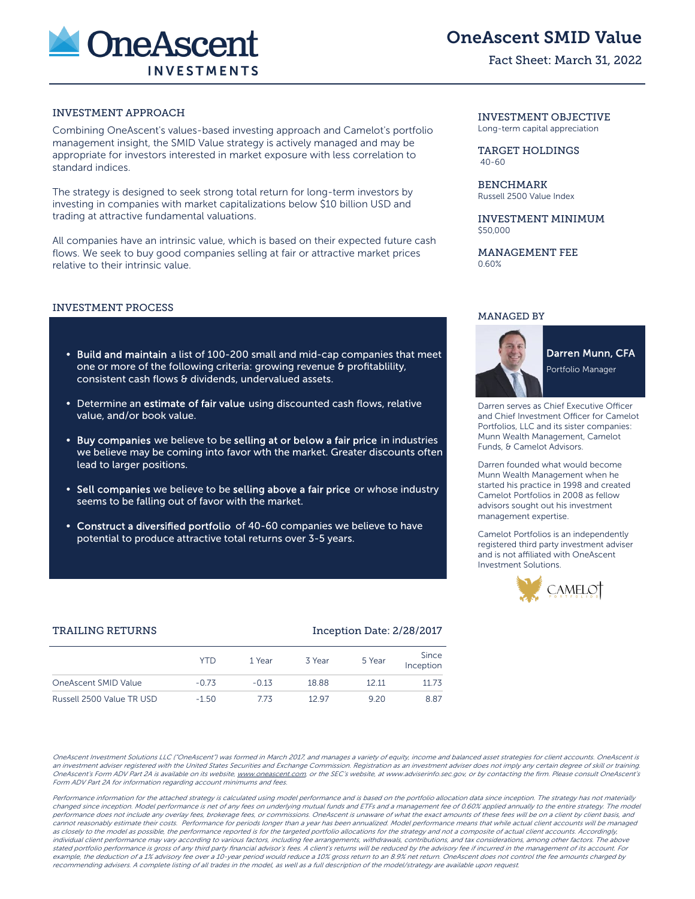# OneAscent SMID Value

Fact Sheet: March 31, 2022

## INVESTMENT APPROACH

Combining OneAscent's values-based investing approach and Camelot's portfolio management insight, the SMID Value strategy is actively managed and may be appropriate for investors interested in market exposure with less correlation to standard indices.

The strategy is designed to seek strong total return for long-term investors by investing in companies with market capitalizations below $10 billion USD and trading at attractive fundamental valuations.

All companies have an intrinsic value, which is based on their expected future cash flows. We seek to buy good companies selling at fair or attractive market prices relative to their intrinsic value.

## INVESTMENT OBJECTIVE

Long-term capital appreciation

## TARGET HOLDINGS

40-60

## BENCHMARK

Russell 2500 Value Index

## INVESTMENT MINIMUM

$50,000

## MANAGEMENT FEE

0.60%

## INVESTMENT PROCESS

- **Build and maintain** a list of 100-200 small and mid-cap companies that meet one or more of the following criteria: growing revenue & profitablility, consistent cash flows & dividends, undervalued assets.
- Determine an **estimate of fair value** using discounted cash flows, relative value, and/or book value.
- **Buy companies** we believe to be **selling at or below a fair price** in industries we believe may be coming into favor wth the market. Greater discounts often lead to larger positions.
- **Sell companies** we believe to be **selling above a fair price** or whose industry seems to be falling out of favor with the market.
- **Construct a diversified portfolio** of 40-60 companies we believe to have potential to produce attractive total returns over 3-5 years.

## MANAGED BY

**Darren Munn, CFA**
Portfolio Manager

Darren serves as Chief Executive Officer and Chief Investment Officer for Camelot Portfolios, LLC and its sister companies: Munn Wealth Management, Camelot Funds, & Camelot Advisors.

Darren founded what would become Munn Wealth Management when he started his practice in 1998 and created Camelot Portfolios in 2008 as fellow advisors sought out his investment management expertise.

Camelot Portfolios is an independently registered third party investment adviser and is not affiliated with OneAscent Investment Solutions.

## TRAILING RETURNS

Inception Date: 2/28/2017

| | YTD | 1 Year | 3 Year | 5 Year | Since Inception |
|---|---|---|---|---|---|
| OneAscent SMID Value | -0.73 | -0.13 | 18.88 | 12.11 | 11.73 |
| Russell 2500 Value TR USD | -1.50 | 7.73 | 12.97 | 9.20 | 8.87 |

*OneAscent Investment Solutions LLC ("OneAscent") was formed in March 2017, and manages a variety of equity, income and balanced asset strategies for client accounts. OneAscent is an investment adviser registered with the United States Securities and Exchange Commission. Registration as an investment adviser does not imply any certain degree of skill or training. OneAscent's Form ADV Part 2A is available on its website, www.oneascent.com, or the SEC's website, at www.adviserinfo.sec.gov, or by contacting the firm. Please consult OneAscent's Form ADV Part 2A for information regarding account minimums and fees.*

*Performance information for the attached strategy is calculated using model performance and is based on the portfolio allocation data since inception. The strategy has not materially changed since inception. Model performance is net of any fees on underlying mutual funds and ETFs and a management fee of 0.60% applied annually to the entire strategy. The model performance does not include any overlay fees, brokerage fees, or commissions. OneAscent is unaware of what the exact amounts of these fees will be on a client by client basis, and cannot reasonably estimate their costs. Performance for periods longer than a year has been annualized. Model performance means that while actual client accounts will be managed as closely to the model as possible, the performance reported is for the targeted portfolio allocations for the strategy and not a composite of actual client accounts. Accordingly, individual client performance may vary according to various factors, including fee arrangements, withdrawals, contributions, and tax considerations, among other factors. The above stated portfolio performance is gross of any third party financial advisor's fees. A client's returns will be reduced by the advisory fee if incurred in the management of its account. For example, the deduction of a 1% advisory fee over a 10-year period would reduce a 10% gross return to an 8.9% net return. OneAscent does not control the fee amounts charged by recommending advisers. A complete listing of all trades in the model, as well as a full description of the model/strategy are available upon request.*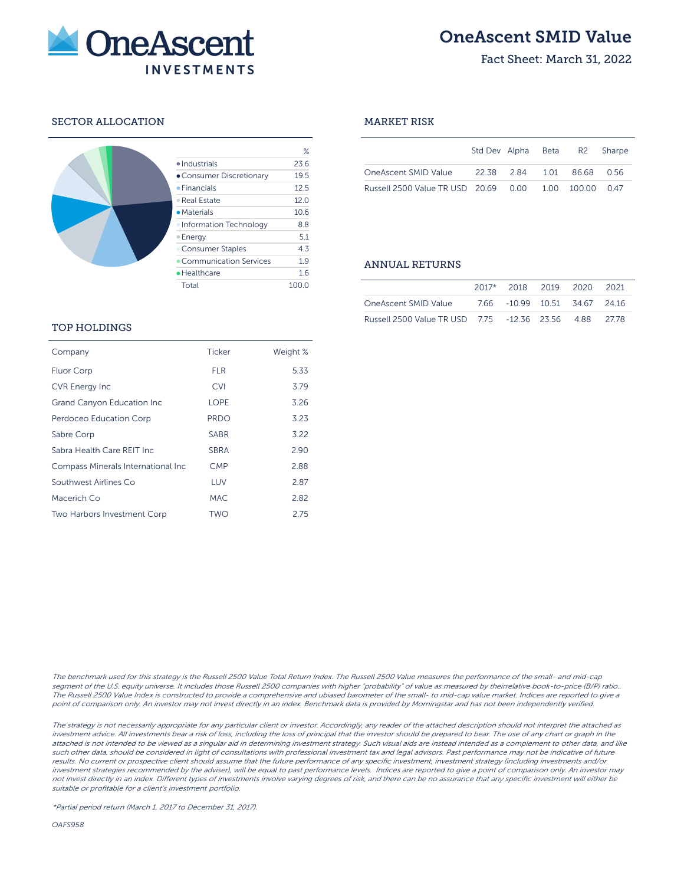# OneAscent SMID Value

Fact Sheet: March 31, 2022

## SECTOR ALLOCATION

| | % |
|---|---|
| Industrials | 23.6 |
| Consumer Discretionary | 19.5 |
| Financials | 12.5 |
| Real Estate | 12.0 |
| Materials | 10.6 |
| Information Technology | 8.8 |
| Energy | 5.1 |
| Consumer Staples | 4.3 |
| Communication Services | 1.9 |
| Healthcare | 1.6 |
| Total | 100.0 |

## MARKET RISK

| | Std Dev | Alpha | Beta | R2 | Sharpe |
|---|---|---|---|---|---|
| OneAscent SMID Value | 22.38 | 2.84 | 1.01 | 86.68 | 0.56 |
| Russell 2500 Value TR USD | 20.69 | 0.00 | 1.00 | 100.00 | 0.47 |

## ANNUAL RETURNS

| | 2017* | 2018 | 2019 | 2020 | 2021 |
|---|---|---|---|---|---|
| OneAscent SMID Value | 7.66 | -10.99 | 10.51 | 34.67 | 24.16 |
| Russell 2500 Value TR USD | 7.75 | -12.36 | 23.56 | 4.88 | 27.78 |

## TOP HOLDINGS

| Company | Ticker | Weight % |
|---|---|---|
| Fluor Corp | FLR | 5.33 |
| CVR Energy Inc | CVI | 3.79 |
| Grand Canyon Education Inc | LOPE | 3.26 |
| Perdoceo Education Corp | PRDO | 3.23 |
| Sabre Corp | SABR | 3.22 |
| Sabra Health Care REIT Inc | SBRA | 2.90 |
| Compass Minerals International Inc | CMP | 2.88 |
| Southwest Airlines Co | LUV | 2.87 |
| Macerich Co | MAC | 2.82 |
| Two Harbors Investment Corp | TWO | 2.75 |

*The benchmark used for this strategy is the Russell 2500 Value Total Return Index. The Russell 2500 Value measures the performance of the small- and mid-cap segment of the U.S. equity universe. It includes those Russell 2500 companies with higher "probability" of value as measured by theirrelative book-to-price (B/P) ratio.. The Russell 2500 Value Index is constructed to provide a comprehensive and ubiased barometer of the small- to mid-cap value market. Indices are reported to give a point of comparison only. An investor may not invest directly in an index. Benchmark data is provided by Morningstar and has not been independently verified.*

*The strategy is not necessarily appropriate for any particular client or investor. Accordingly, any reader of the attached description should not interpret the attached as investment advice. All investments bear a risk of loss, including the loss of principal that the investor should be prepared to bear. The use of any chart or graph in the attached is not intended to be viewed as a singular aid in determining investment strategy. Such visual aids are instead intended as a complement to other data, and like such other data, should be considered in light of consultations with professional investment tax and legal advisors. Past performance may not be indicative of future results. No current or prospective client should assume that the future performance of any specific investment, investment strategy (including investments and/or investment strategies recommended by the adviser), will be equal to past performance levels. Indices are reported to give a point of comparison only. An investor may not invest directly in an index. Different types of investments involve varying degrees of risk, and there can be no assurance that any specific investment will either be suitable or profitable for a client's investment portfolio.*

**Partial period return (March 1, 2017 to December 31, 2017).*

*OAFS958*